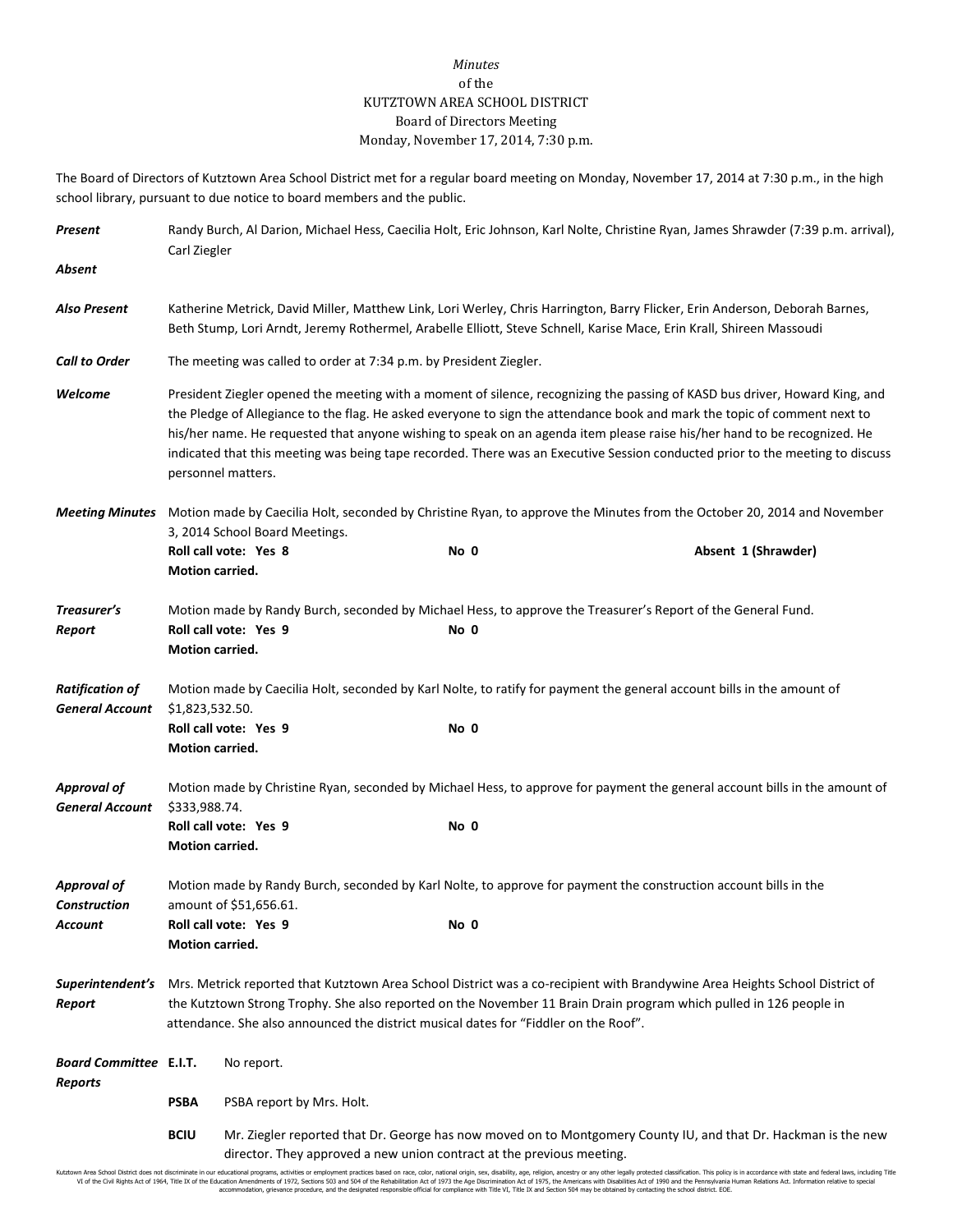*Minutes*
of the
KUTZTOWN AREA SCHOOL DISTRICT
Board of Directors Meeting
Monday, November 17, 2014, 7:30 p.m.

The Board of Directors of Kutztown Area School District met for a regular board meeting on Monday, November 17, 2014 at 7:30 p.m., in the high school library, pursuant to due notice to board members and the public.

***Present*** Randy Burch, Al Darion, Michael Hess, Caecilia Holt, Eric Johnson, Karl Nolte, Christine Ryan, James Shrawder (7:39 p.m. arrival), Carl Ziegler

***Absent***

***Also Present*** Katherine Metrick, David Miller, Matthew Link, Lori Werley, Chris Harrington, Barry Flicker, Erin Anderson, Deborah Barnes, Beth Stump, Lori Arndt, Jeremy Rothermel, Arabelle Elliott, Steve Schnell, Karise Mace, Erin Krall, Shireen Massoudi

***Call to Order*** The meeting was called to order at 7:34 p.m. by President Ziegler.

***Welcome*** President Ziegler opened the meeting with a moment of silence, recognizing the passing of KASD bus driver, Howard King, and the Pledge of Allegiance to the flag. He asked everyone to sign the attendance book and mark the topic of comment next to his/her name. He requested that anyone wishing to speak on an agenda item please raise his/her hand to be recognized. He indicated that this meeting was being tape recorded. There was an Executive Session conducted prior to the meeting to discuss personnel matters.

***Meeting Minutes*** Motion made by Caecilia Holt, seconded by Christine Ryan, to approve the Minutes from the October 20, 2014 and November 3, 2014 School Board Meetings.
**Roll call vote: Yes 8** **No 0** **Absent 1 (Shrawder)**
**Motion carried.**

***Treasurer's Report*** Motion made by Randy Burch, seconded by Michael Hess, to approve the Treasurer's Report of the General Fund.
**Roll call vote: Yes 9** **No 0**
**Motion carried.**

***Ratification of General Account*** Motion made by Caecilia Holt, seconded by Karl Nolte, to ratify for payment the general account bills in the amount of $1,823,532.50.
**Roll call vote: Yes 9** **No 0**
**Motion carried.**

***Approval of General Account*** Motion made by Christine Ryan, seconded by Michael Hess, to approve for payment the general account bills in the amount of $333,988.74.
**Roll call vote: Yes 9** **No 0**
**Motion carried.**

***Approval of Construction Account*** Motion made by Randy Burch, seconded by Karl Nolte, to approve for payment the construction account bills in the amount of $51,656.61.
**Roll call vote: Yes 9** **No 0**
**Motion carried.**

***Superintendent's Report*** Mrs. Metrick reported that Kutztown Area School District was a co-recipient with Brandywine Area Heights School District of the Kutztown Strong Trophy. She also reported on the November 11 Brain Drain program which pulled in 126 people in attendance. She also announced the district musical dates for "Fiddler on the Roof".

***Board Committee Reports***

**E.I.T.** No report.

**PSBA** PSBA report by Mrs. Holt.

**BCIU** Mr. Ziegler reported that Dr. George has now moved on to Montgomery County IU, and that Dr. Hackman is the new director. They approved a new union contract at the previous meeting.

Kutztown Area School District does not discriminate in our educational programs, activities or employment practices based on race, color, national origin, sex, disability, age, religion, ancestry or any other legally protected classification. This policy is in accordance with state and federal laws, including Title VI of the Civil Rights Act of 1964, Title IX of the Education Amendments of 1972, Sections 503 and 504 of the Rehabilitation Act of 1973 the Age Discrimination Act of 1975, the Americans with Disabilities Act of 1990 and the Pennsylvania Human Relations Act. Information relative to special accommodation, grievance procedure, and the designated responsible official for compliance with Title VI, Title IX and Section 504 may be obtained by contacting the school district. EOE.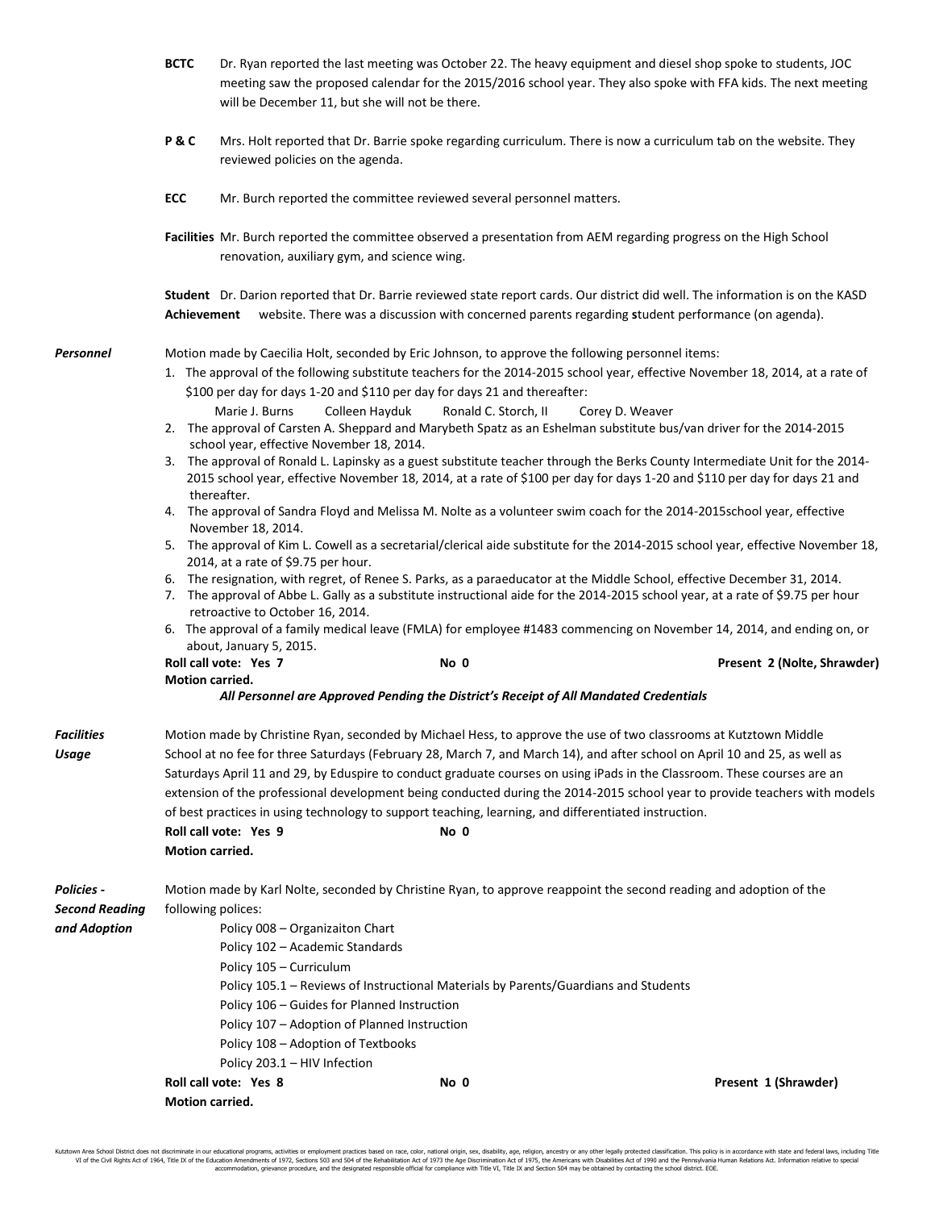**BCTC** Dr. Ryan reported the last meeting was October 22. The heavy equipment and diesel shop spoke to students, JOC meeting saw the proposed calendar for the 2015/2016 school year. They also spoke with FFA kids. The next meeting will be December 11, but she will not be there.

**P & C** Mrs. Holt reported that Dr. Barrie spoke regarding curriculum. There is now a curriculum tab on the website. They reviewed policies on the agenda.

**ECC** Mr. Burch reported the committee reviewed several personnel matters.

**Facilities** Mr. Burch reported the committee observed a presentation from AEM regarding progress on the High School renovation, auxiliary gym, and science wing.

**Student Achievement** Dr. Darion reported that Dr. Barrie reviewed state report cards. Our district did well. The information is on the KASD website. There was a discussion with concerned parents regarding **s**tudent performance (on agenda).

***Personnel***

Motion made by Caecilia Holt, seconded by Eric Johnson, to approve the following personnel items:

1. The approval of the following substitute teachers for the 2014-2015 school year, effective November 18, 2014, at a rate of $100 per day for days 1-20 and $110 per day for days 21 and thereafter:
   Marie J. Burns    Colleen Hayduk    Ronald C. Storch, II    Corey D. Weaver
2. The approval of Carsten A. Sheppard and Marybeth Spatz as an Eshelman substitute bus/van driver for the 2014-2015 school year, effective November 18, 2014.
3. The approval of Ronald L. Lapinsky as a guest substitute teacher through the Berks County Intermediate Unit for the 2014-2015 school year, effective November 18, 2014, at a rate of $100 per day for days 1-20 and $110 per day for days 21 and thereafter.
4. The approval of Sandra Floyd and Melissa M. Nolte as a volunteer swim coach for the 2014-2015school year, effective November 18, 2014.
5. The approval of Kim L. Cowell as a secretarial/clerical aide substitute for the 2014-2015 school year, effective November 18, 2014, at a rate of $9.75 per hour.
6. The resignation, with regret, of Renee S. Parks, as a paraeducator at the Middle School, effective December 31, 2014.
7. The approval of Abbe L. Gally as a substitute instructional aide for the 2014-2015 school year, at a rate of $9.75 per hour retroactive to October 16, 2014.
6. The approval of a family medical leave (FMLA) for employee #1483 commencing on November 14, 2014, and ending on, or about, January 5, 2015.

**Roll call vote: Yes 7    No 0    Present 2 (Nolte, Shrawder)**
**Motion carried.**

***All Personnel are Approved Pending the District's Receipt of All Mandated Credentials***

***Facilities Usage***

Motion made by Christine Ryan, seconded by Michael Hess, to approve the use of two classrooms at Kutztown Middle School at no fee for three Saturdays (February 28, March 7, and March 14), and after school on April 10 and 25, as well as Saturdays April 11 and 29, by Eduspire to conduct graduate courses on using iPads in the Classroom. These courses are an extension of the professional development being conducted during the 2014-2015 school year to provide teachers with models of best practices in using technology to support teaching, learning, and differentiated instruction.

**Roll call vote: Yes 9    No 0**
**Motion carried.**

***Policies - Second Reading and Adoption***

Motion made by Karl Nolte, seconded by Christine Ryan, to approve reappoint the second reading and adoption of the following polices:

Policy 008 – Organizaiton Chart
Policy 102 – Academic Standards
Policy 105 – Curriculum
Policy 105.1 – Reviews of Instructional Materials by Parents/Guardians and Students
Policy 106 – Guides for Planned Instruction
Policy 107 – Adoption of Planned Instruction
Policy 108 – Adoption of Textbooks
Policy 203.1 – HIV Infection

**Roll call vote: Yes 8    No 0    Present 1 (Shrawder)**
**Motion carried.**

Kutztown Area School District does not discriminate in our educational programs, activities or employment practices based on race, color, national origin, sex, disability, age, religion, ancestry or any other legally protected classification. This policy is in accordance with state and federal laws, including Title VI of the Civil Rights Act of 1964, Title IX of the Education Amendments of 1972, Sections 503 and 504 of the Rehabilitation Act of 1973 the Age Discrimination Act of 1975, the Americans with Disabilities Act of 1990 and the Pennsylvania Human Relations Act. Information relative to special accommodation, grievance procedure, and the designated responsible official for compliance with Title VI, Title IX and Section 504 may be obtained by contacting the school district. EOE.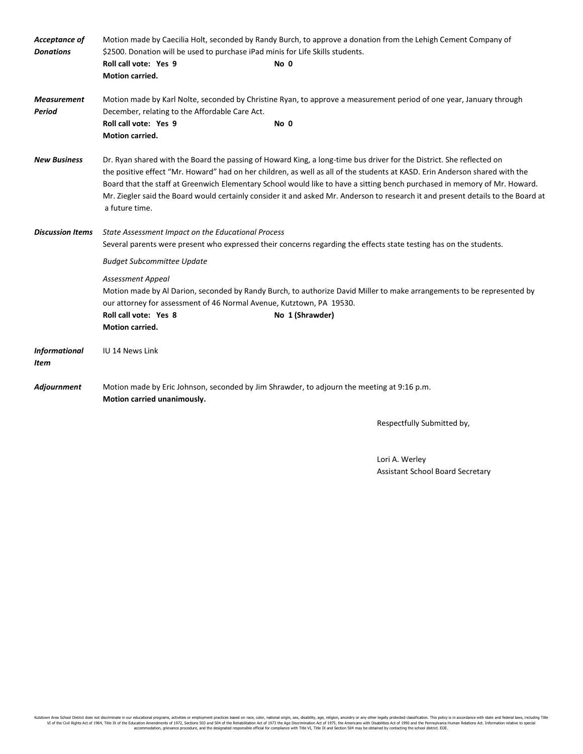***Acceptance of Donations***

Motion made by Caecilia Holt, seconded by Randy Burch, to approve a donation from the Lehigh Cement Company of $2500. Donation will be used to purchase iPad minis for Life Skills students.

**Roll call vote: Yes 9 No 0**

**Motion carried.**

***Measurement Period***

Motion made by Karl Nolte, seconded by Christine Ryan, to approve a measurement period of one year, January through December, relating to the Affordable Care Act.

**Roll call vote: Yes 9 No 0**

**Motion carried.**

***New Business***

Dr. Ryan shared with the Board the passing of Howard King, a long-time bus driver for the District. She reflected on the positive effect "Mr. Howard" had on her children, as well as all of the students at KASD. Erin Anderson shared with the Board that the staff at Greenwich Elementary School would like to have a sitting bench purchased in memory of Mr. Howard. Mr. Ziegler said the Board would certainly consider it and asked Mr. Anderson to research it and present details to the Board at a future time.

***Discussion Items***

*State Assessment Impact on the Educational Process*

Several parents were present who expressed their concerns regarding the effects state testing has on the students.

*Budget Subcommittee Update*

*Assessment Appeal*

Motion made by Al Darion, seconded by Randy Burch, to authorize David Miller to make arrangements to be represented by our attorney for assessment of 46 Normal Avenue, Kutztown, PA 19530.

**Roll call vote: Yes 8 No 1 (Shrawder)**

**Motion carried.**

***Informational Item***

IU 14 News Link

***Adjournment***

Motion made by Eric Johnson, seconded by Jim Shrawder, to adjourn the meeting at 9:16 p.m.

**Motion carried unanimously.**

Respectfully Submitted by,

Lori A. Werley
Assistant School Board Secretary

Kutztown Area School District does not discriminate in our educational programs, activities or employment practices based on race, color, national origin, sex, disability, age, religion, ancestry or any other legally protected classification. This policy is in accordance with state and federal laws, including Title VI of the Civil Rights Act of 1964, Title IX of the Education Amendments of 1972, Sections 503 and 504 of the Rehabilitation Act of 1973 the Age Discrimination Act of 1975, the Americans with Disabilities Act of 1990 and the Pennsylvania Human Relations Act. Information relative to special accommodation, grievance procedure, and the designated responsible official for compliance with Title VI, Title IX and Section 504 may be obtained by contacting the school district. EOE.